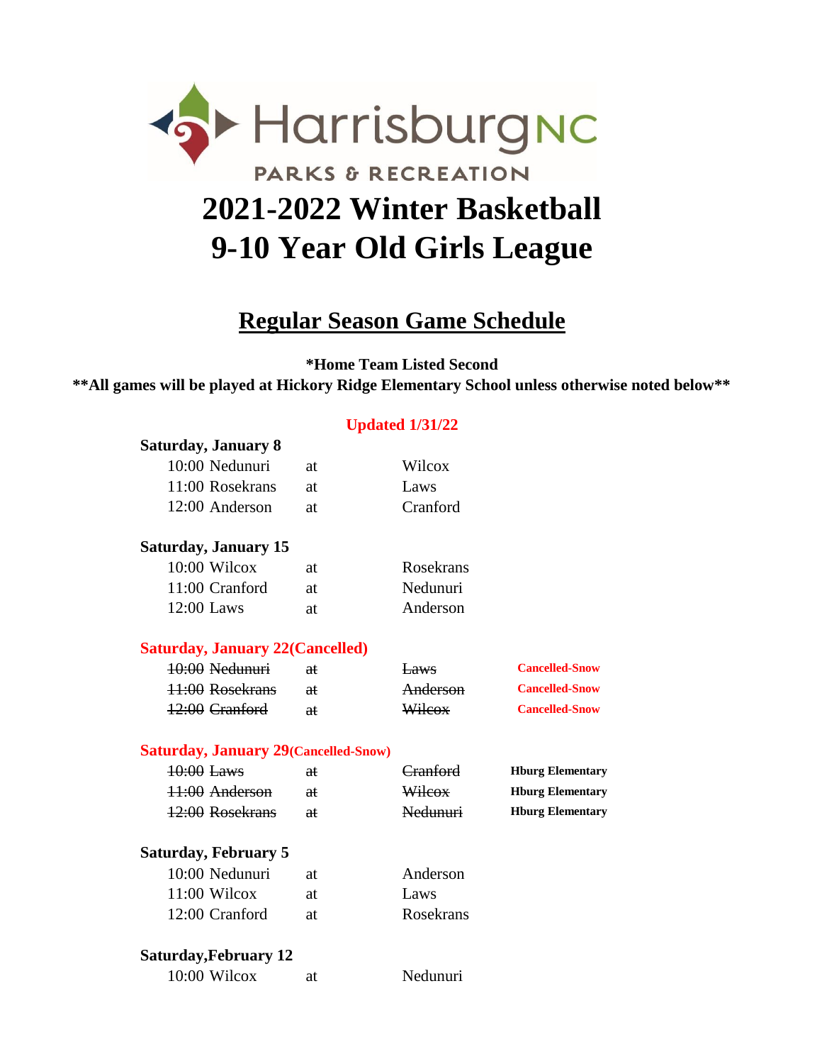HarrisburgNC
PARKS & RECREATION

# 2021-2022 Winter Basketball
# 9-10 Year Old Girls League

## Regular Season Game Schedule

**\*Home Team Listed Second**

**\*\*All games will be played at Hickory Ridge Elementary School unless otherwise noted below\*\***

**Updated 1/31/22**

**Saturday, January 8**

| | | | |
|---|---|---|---|
| 10:00 Nedunuri | at | Wilcox | |
| 11:00 Rosekrans | at | Laws | |
| 12:00 Anderson | at | Cranford | |

**Saturday, January 15**

| | | | |
|---|---|---|---|
| 10:00 Wilcox | at | Rosekrans | |
| 11:00 Cranford | at | Nedunuri | |
| 12:00 Laws | at | Anderson | |

**Saturday, January 22(Cancelled)**

| | | | |
|---|---|---|---|
| ~~10:00 Nedunuri~~ | ~~at~~ | ~~Laws~~ | **Cancelled-Snow** |
| ~~11:00 Rosekrans~~ | ~~at~~ | ~~Anderson~~ | **Cancelled-Snow** |
| ~~12:00 Cranford~~ | ~~at~~ | ~~Wilcox~~ | **Cancelled-Snow** |

**Saturday, January 29(Cancelled-Snow)**

| | | | |
|---|---|---|---|
| ~~10:00 Laws~~ | ~~at~~ | ~~Cranford~~ | **Hburg Elementary** |
| ~~11:00 Anderson~~ | ~~at~~ | ~~Wilcox~~ | **Hburg Elementary** |
| ~~12:00 Rosekrans~~ | ~~at~~ | ~~Nedunuri~~ | **Hburg Elementary** |

**Saturday, February 5**

| | | | |
|---|---|---|---|
| 10:00 Nedunuri | at | Anderson | |
| 11:00 Wilcox | at | Laws | |
| 12:00 Cranford | at | Rosekrans | |

**Saturday,February 12**

| | | | |
|---|---|---|---|
| 10:00 Wilcox | at | Nedunuri | |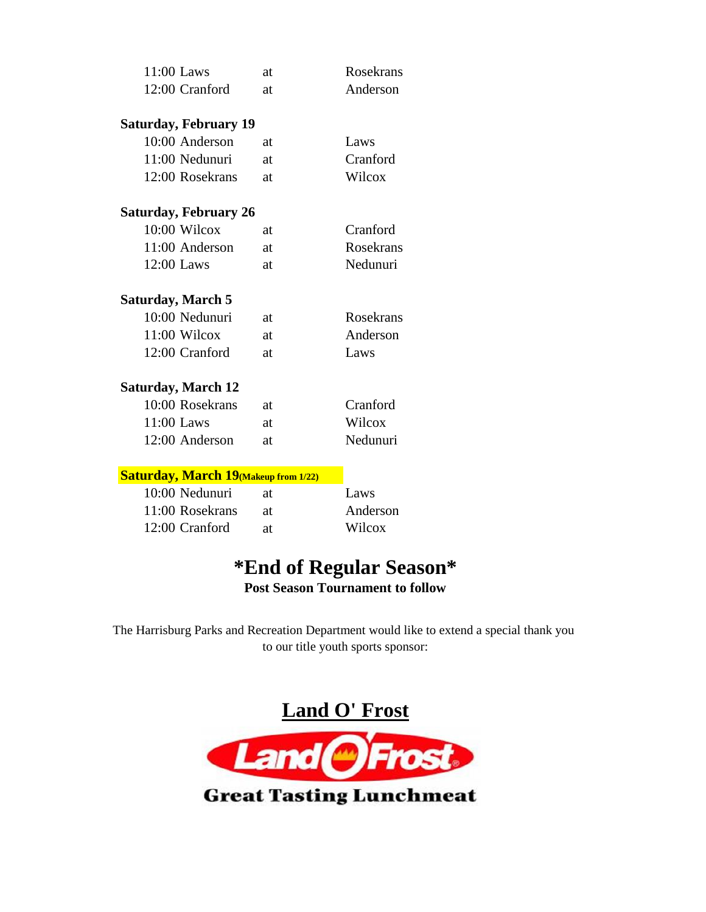| | | | |
|---|---|---|---|
| 11:00 | Laws | at | Rosekrans |
| 12:00 | Cranford | at | Anderson |

**Saturday, February 19**

| | | | |
|---|---|---|---|
| 10:00 | Anderson | at | Laws |
| 11:00 | Nedunuri | at | Cranford |
| 12:00 | Rosekrans | at | Wilcox |

**Saturday, February 26**

| | | | |
|---|---|---|---|
| 10:00 | Wilcox | at | Cranford |
| 11:00 | Anderson | at | Rosekrans |
| 12:00 | Laws | at | Nedunuri |

**Saturday, March 5**

| | | | |
|---|---|---|---|
| 10:00 | Nedunuri | at | Rosekrans |
| 11:00 | Wilcox | at | Anderson |
| 12:00 | Cranford | at | Laws |

**Saturday, March 12**

| | | | |
|---|---|---|---|
| 10:00 | Rosekrans | at | Cranford |
| 11:00 | Laws | at | Wilcox |
| 12:00 | Anderson | at | Nedunuri |

**Saturday, March 19** **(Makeup from 1/22)**

| | | | |
|---|---|---|---|
| 10:00 | Nedunuri | at | Laws |
| 11:00 | Rosekrans | at | Anderson |
| 12:00 | Cranford | at | Wilcox |

## *End of Regular Season*

**Post Season Tournament to follow**

The Harrisburg Parks and Recreation Department would like to extend a special thank you to our title youth sports sponsor:

## Land O' Frost

Land O'Frost

Great Tasting Lunchmeat